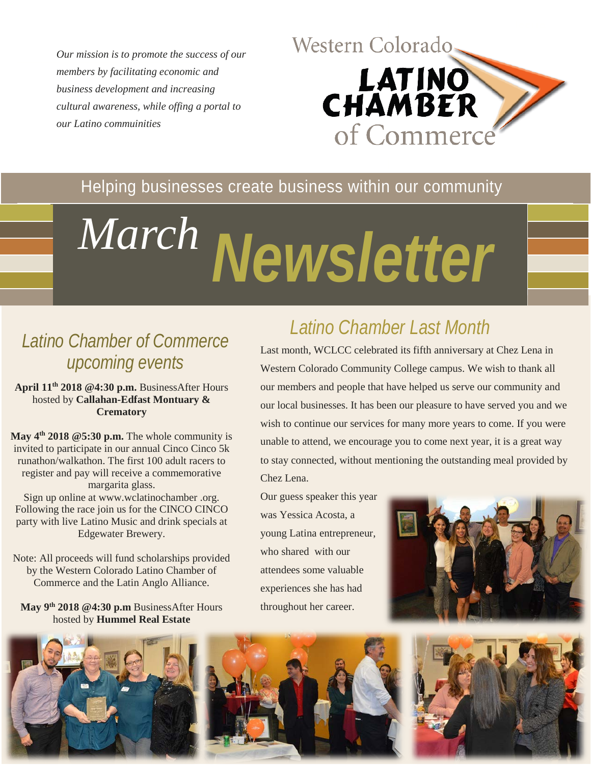*Our mission is to promote the success of our members by facilitating economic and business development and increasing cultural awareness, while offing a portal to our Latino communinities*

Western Colorado **LATINO CHAMBER** of Commerce

Helping businesses create business within our community

# *March* Newsletter

## Latino Chamber of Commerce upcoming events

**April 11th 2018 @4:30 p.m.** BusinessAfter Hours hosted by **Callahan-Edfast Montuary & Crematory**

**May 4th 2018 @5:30 p.m.** The whole community is invited to participate in our annual Cinco Cinco 5k runathon/walkathon. The first 100 adult racers to register and pay will receive a commemorative margarita glass.

Sign up online at www.wclatinochamber .org. Following the race join us for the CINCO CINCO party with live Latino Music and drink specials at Edgewater Brewery.

Note: All proceeds will fund scholarships provided by the Western Colorado Latino Chamber of Commerce and the Latin Anglo Alliance.

**May 9th 2018 @4:30 p.m** BusinessAfter Hours hosted by **Hummel Real Estate**

## Latino Chamber Last Month

Last month, WCLCC celebrated its fifth anniversary at Chez Lena in Western Colorado Community College campus. We wish to thank all our members and people that have helped us serve our community and our local businesses. It has been our pleasure to have served you and we wish to continue our services for many more years to come. If you were unable to attend, we encourage you to come next year, it is a great way to stay connected, without mentioning the outstanding meal provided by Chez Lena.

Our guess speaker this year was Yessica Acosta, a young Latina entrepreneur, who shared with our attendees some valuable experiences she has had throughout her career.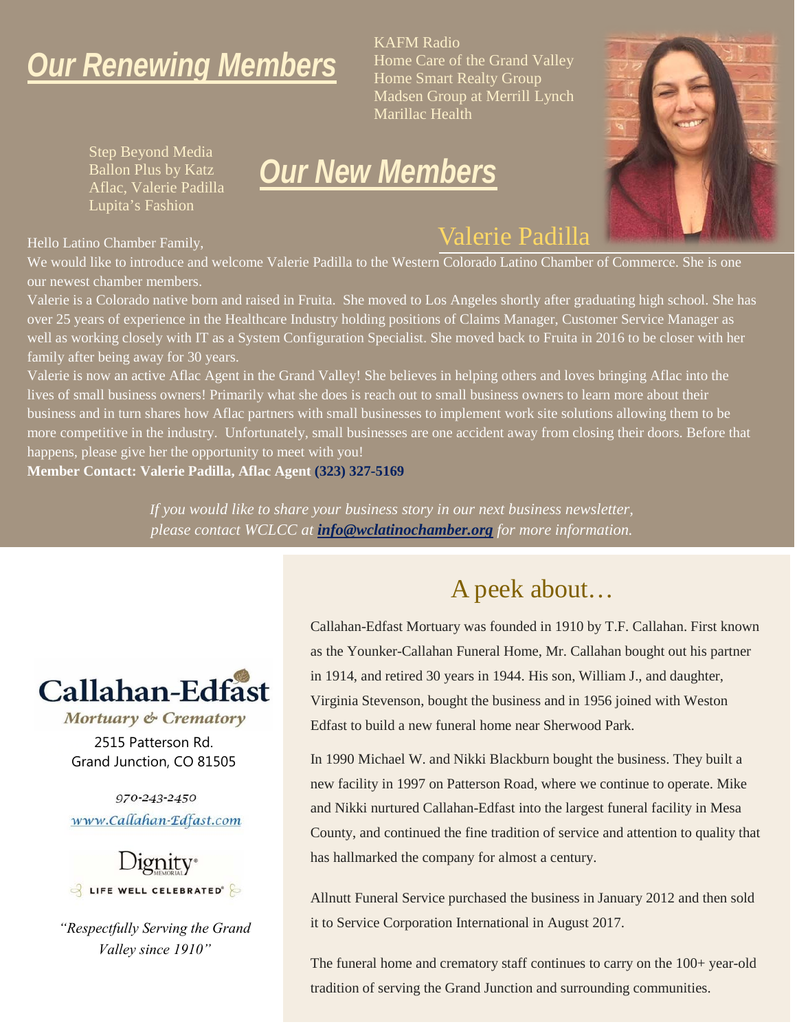## *Our Renewing Members*

KAFM Radio
Home Care of the Grand Valley
Home Smart Realty Group
Madsen Group at Merrill Lynch
Marillac Health
Step Beyond Media
Ballon Plus by Katz
Aflac, Valerie Padilla
Lupita's Fashion

## *Our New Members*

### Valerie Padilla

Hello Latino Chamber Family,

We would like to introduce and welcome Valerie Padilla to the Western Colorado Latino Chamber of Commerce. She is one our newest chamber members.

Valerie is a Colorado native born and raised in Fruita. She moved to Los Angeles shortly after graduating high school. She has over 25 years of experience in the Healthcare Industry holding positions of Claims Manager, Customer Service Manager as well as working closely with IT as a System Configuration Specialist. She moved back to Fruita in 2016 to be closer with her family after being away for 30 years.

Valerie is now an active Aflac Agent in the Grand Valley! She believes in helping others and loves bringing Aflac into the lives of small business owners! Primarily what she does is reach out to small business owners to learn more about their business and in turn shares how Aflac partners with small businesses to implement work site solutions allowing them to be more competitive in the industry. Unfortunately, small businesses are one accident away from closing their doors. Before that happens, please give her the opportunity to meet with you!

**Member Contact: Valerie Padilla, Aflac Agent (323) 327-5169**

*If you would like to share your business story in our next business newsletter, please contact WCLCC at **info@wclatinochamber.org** for more information.*

**Callahan-Edfast**
*Mortuary & Crematory*

2515 Patterson Rd.
Grand Junction, CO 81505

970-243-2450
www.Callahan-Edfast.com

Dignity Memorial
LIFE WELL CELEBRATED®

*"Respectfully Serving the Grand Valley since 1910"*

## A peek about…

Callahan-Edfast Mortuary was founded in 1910 by T.F. Callahan. First known as the Younker-Callahan Funeral Home, Mr. Callahan bought out his partner in 1914, and retired 30 years in 1944. His son, William J., and daughter, Virginia Stevenson, bought the business and in 1956 joined with Weston Edfast to build a new funeral home near Sherwood Park.

In 1990 Michael W. and Nikki Blackburn bought the business. They built a new facility in 1997 on Patterson Road, where we continue to operate. Mike and Nikki nurtured Callahan-Edfast into the largest funeral facility in Mesa County, and continued the fine tradition of service and attention to quality that has hallmarked the company for almost a century.

Allnutt Funeral Service purchased the business in January 2012 and then sold it to Service Corporation International in August 2017.

The funeral home and crematory staff continues to carry on the 100+ year-old tradition of serving the Grand Junction and surrounding communities.